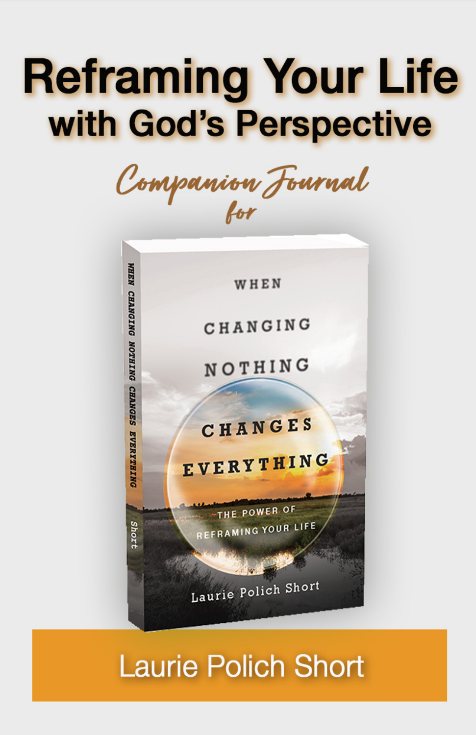# Reframing Your Life with God's Perspective

*Companion Journal for*

WHEN CHANGING NOTHING CHANGES EVERYTHING

THE POWER OF REFRAMING YOUR LIFE

Laurie Polich Short

**Laurie Polich Short**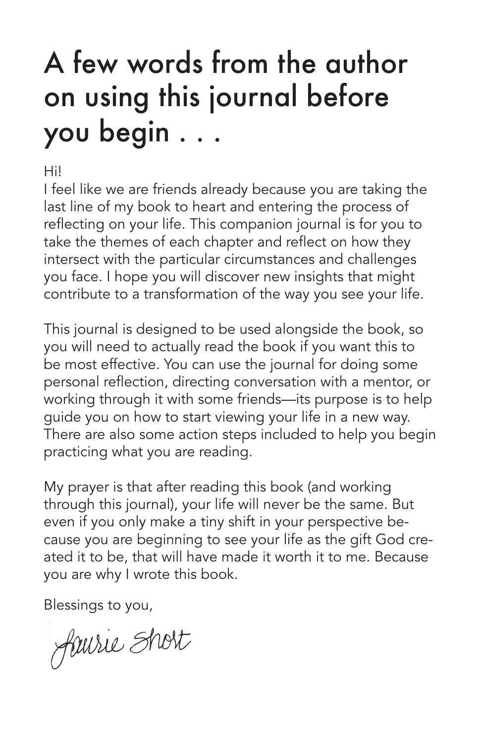# A few words from the author on using this journal before you begin . . .

Hi!

I feel like we are friends already because you are taking the last line of my book to heart and entering the process of reflecting on your life. This companion journal is for you to take the themes of each chapter and reflect on how they intersect with the particular circumstances and challenges you face. I hope you will discover new insights that might contribute to a transformation of the way you see your life.

This journal is designed to be used alongside the book, so you will need to actually read the book if you want this to be most effective. You can use the journal for doing some personal reflection, directing conversation with a mentor, or working through it with some friends—its purpose is to help guide you on how to start viewing your life in a new way. There are also some action steps included to help you begin practicing what you are reading.

My prayer is that after reading this book (and working through this journal), your life will never be the same. But even if you only make a tiny shift in your perspective because you are beginning to see your life as the gift God created it to be, that will have made it worth it to me. Because you are why I wrote this book.

Blessings to you,

Laurie Short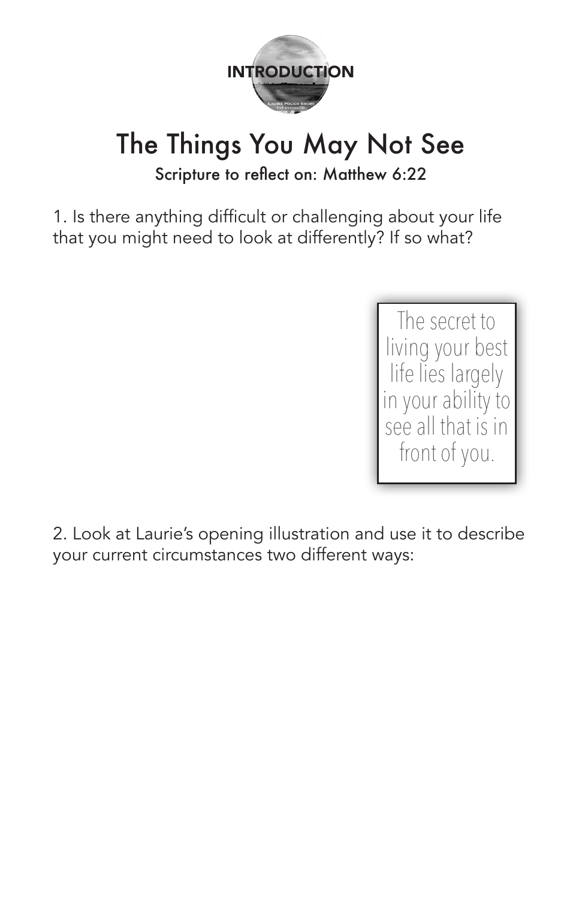INTRODUCTION

# The Things You May Not See

Scripture to reflect on: Matthew 6:22

1. Is there anything difficult or challenging about your life that you might need to look at differently? If so what?

> The secret to living your best life lies largely in your ability to see all that is in front of you.

2. Look at Laurie's opening illustration and use it to describe your current circumstances two different ways: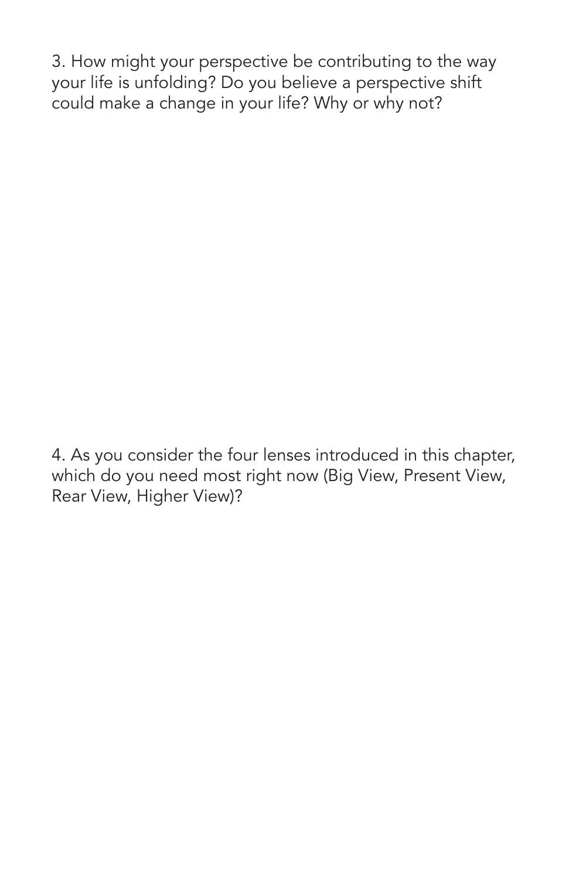3. How might your perspective be contributing to the way your life is unfolding? Do you believe a perspective shift could make a change in your life? Why or why not?

4. As you consider the four lenses introduced in this chapter, which do you need most right now (Big View, Present View, Rear View, Higher View)?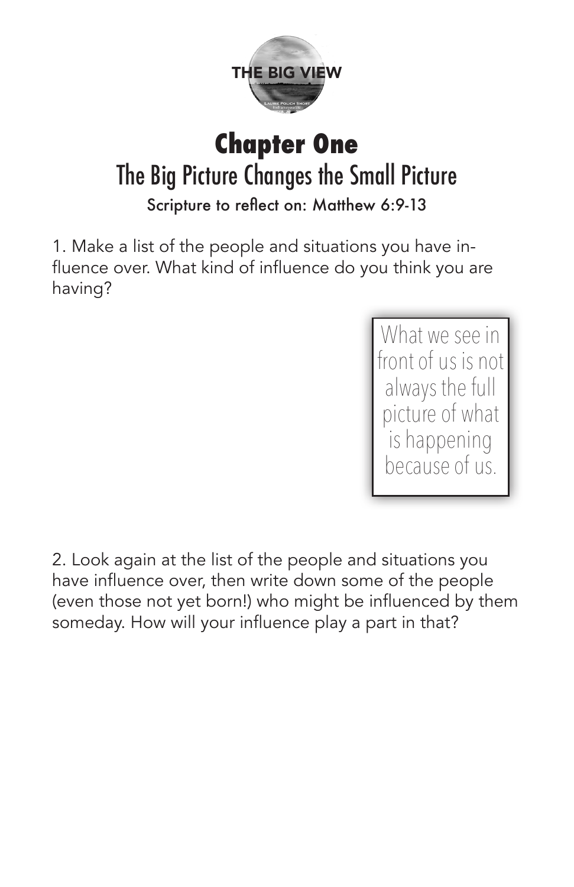# Chapter One

## The Big Picture Changes the Small Picture

Scripture to reflect on: Matthew 6:9-13

1. Make a list of the people and situations you have influence over. What kind of influence do you think you are having?

> What we see in front of us is not always the full picture of what is happening because of us.

2. Look again at the list of the people and situations you have influence over, then write down some of the people (even those not yet born!) who might be influenced by them someday. How will your influence play a part in that?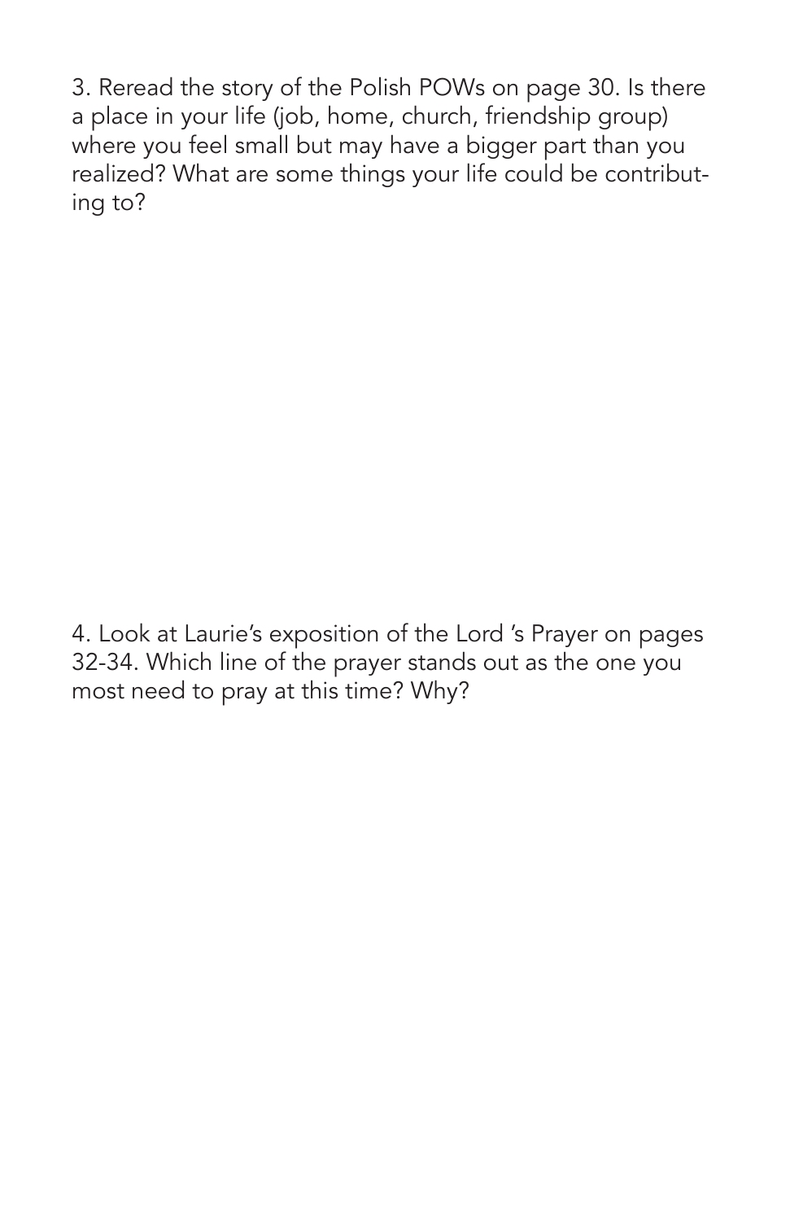3. Reread the story of the Polish POWs on page 30. Is there a place in your life (job, home, church, friendship group) where you feel small but may have a bigger part than you realized? What are some things your life could be contributing to?

4. Look at Laurie's exposition of the Lord 's Prayer on pages 32-34. Which line of the prayer stands out as the one you most need to pray at this time? Why?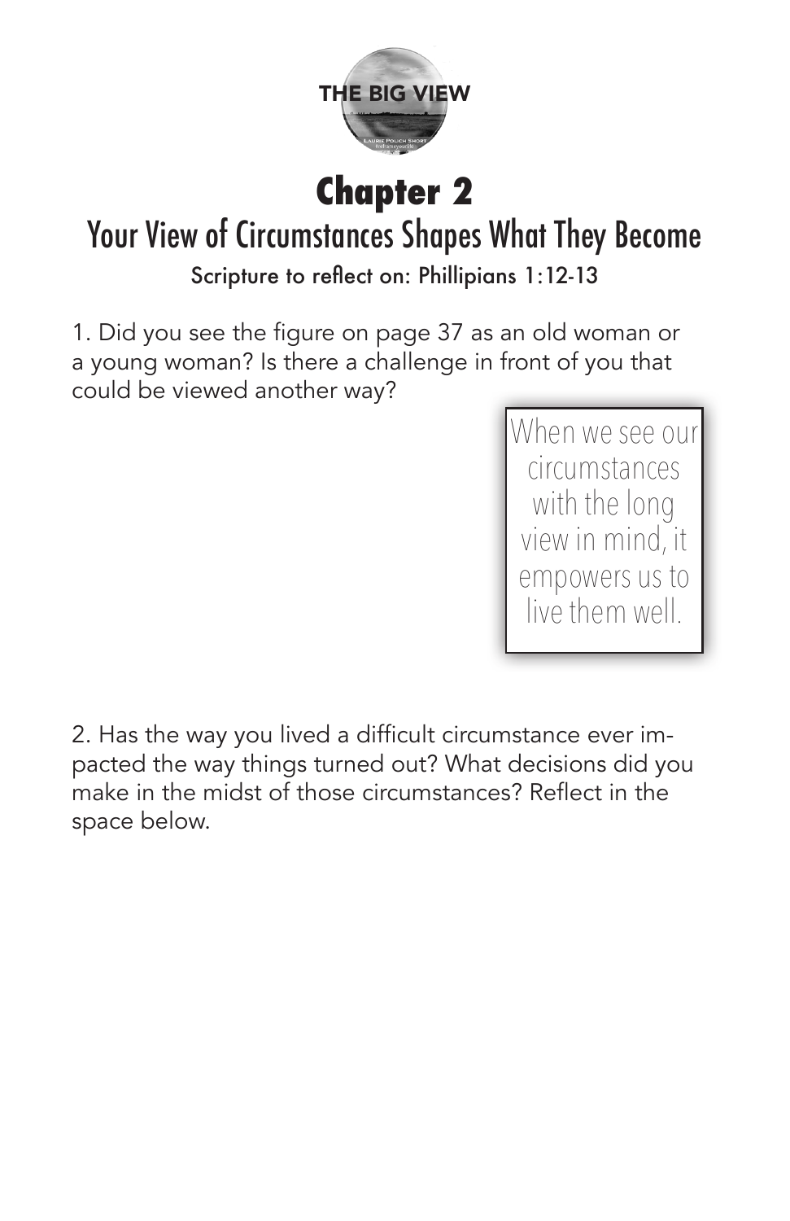THE BIG VIEW

# Chapter 2

## Your View of Circumstances Shapes What They Become

Scripture to reflect on: Phillipians 1:12-13

1. Did you see the figure on page 37 as an old woman or a young woman? Is there a challenge in front of you that could be viewed another way?

> When we see our circumstances with the long view in mind, it empowers us to live them well.

2. Has the way you lived a difficult circumstance ever impacted the way things turned out? What decisions did you make in the midst of those circumstances? Reflect in the space below.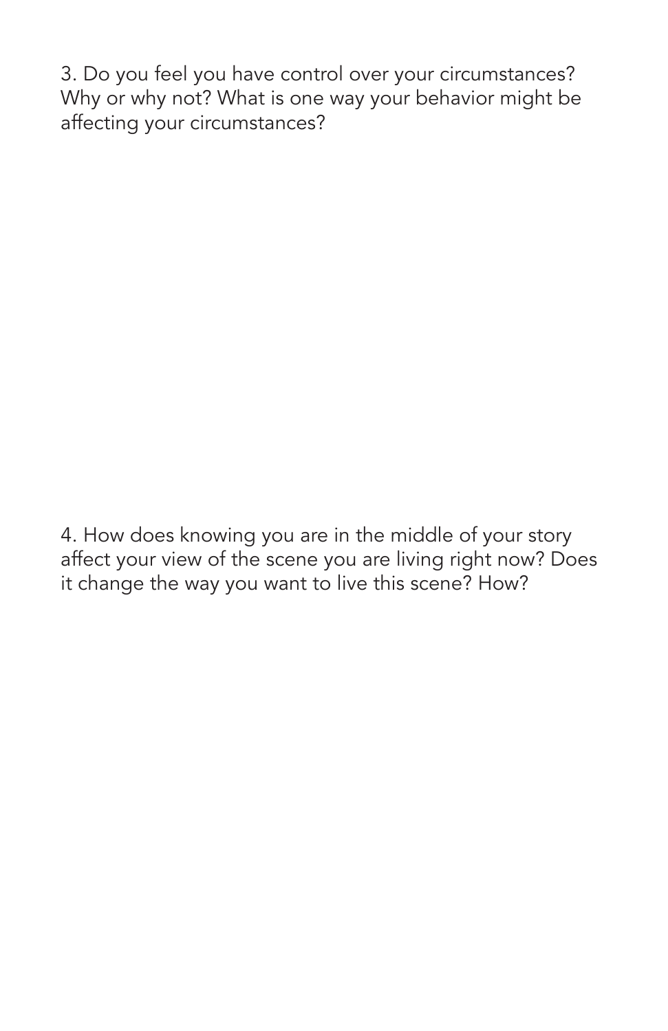3. Do you feel you have control over your circumstances? Why or why not? What is one way your behavior might be affecting your circumstances?

4. How does knowing you are in the middle of your story affect your view of the scene you are living right now? Does it change the way you want to live this scene? How?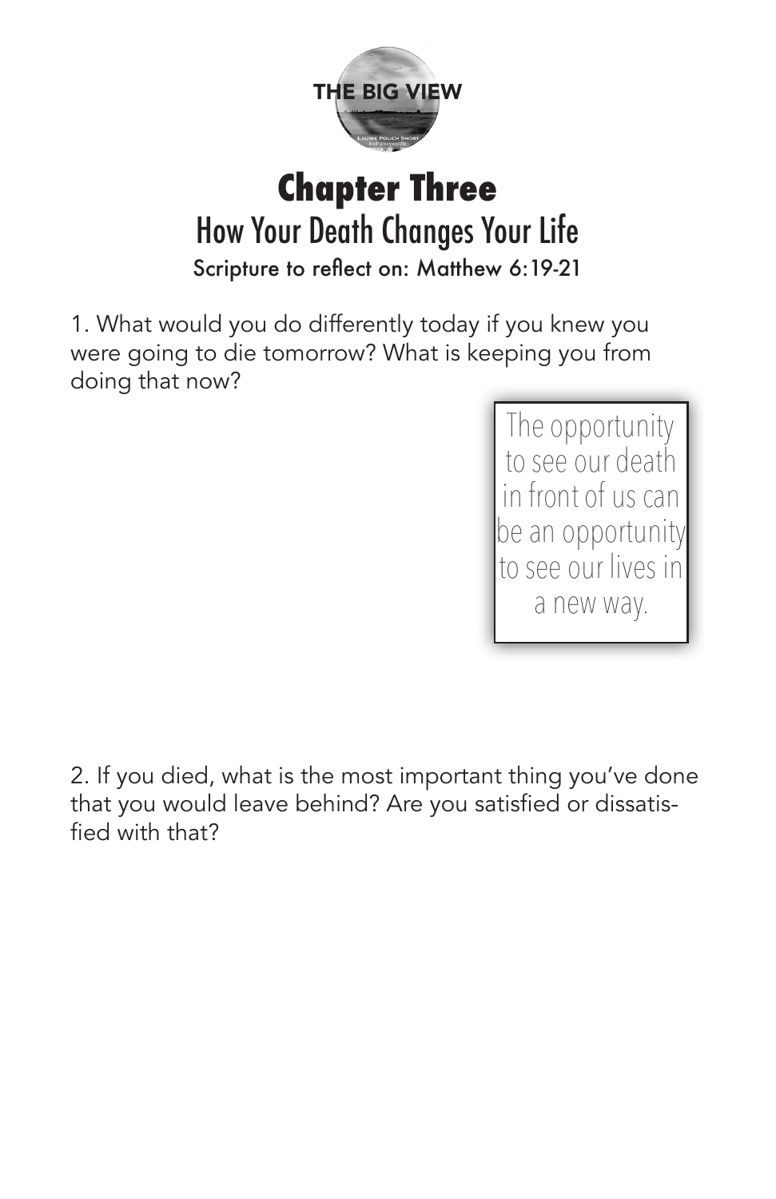THE BIG VIEW

# Chapter Three

## How Your Death Changes Your Life

Scripture to reflect on: Matthew 6:19-21

1. What would you do differently today if you knew you were going to die tomorrow? What is keeping you from doing that now?

> The opportunity to see our death in front of us can be an opportunity to see our lives in a new way.

2. If you died, what is the most important thing you've done that you would leave behind? Are you satisfied or dissatisfied with that?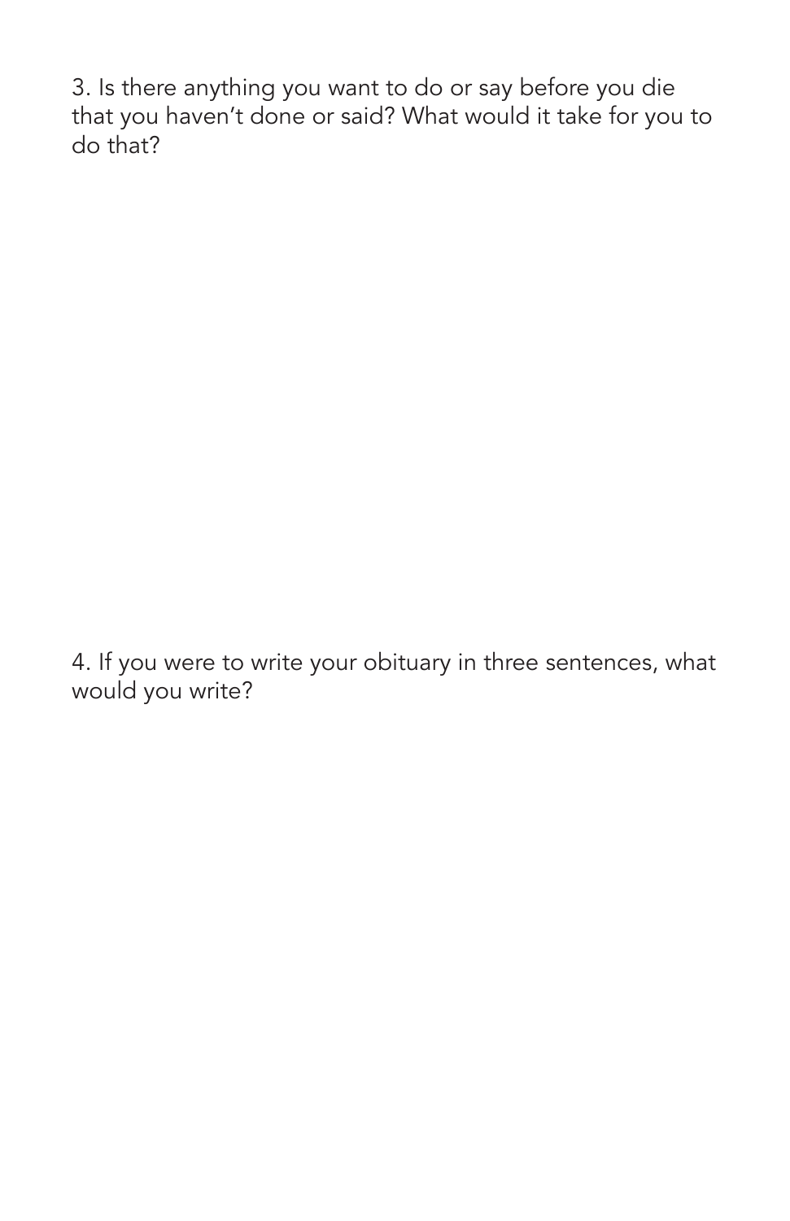3. Is there anything you want to do or say before you die that you haven't done or said? What would it take for you to do that?

4. If you were to write your obituary in three sentences, what would you write?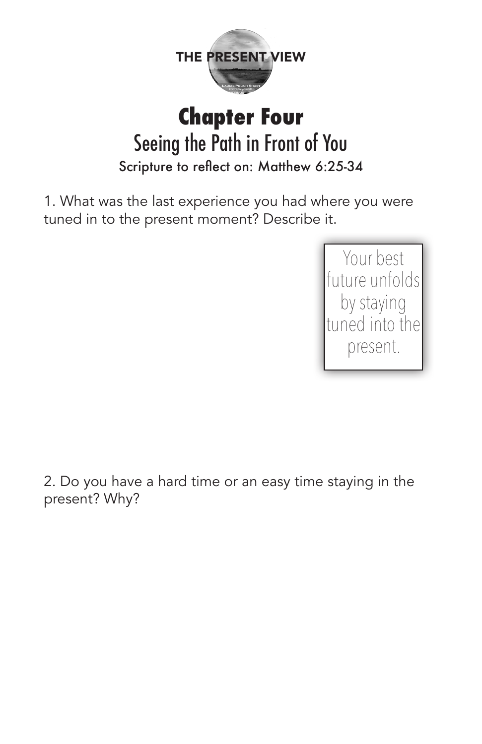THE PRESENT VIEW

# Chapter Four

## Seeing the Path in Front of You

Scripture to reflect on: Matthew 6:25-34

1. What was the last experience you had where you were tuned in to the present moment? Describe it.

> Your best future unfolds by staying tuned into the present.

2. Do you have a hard time or an easy time staying in the present? Why?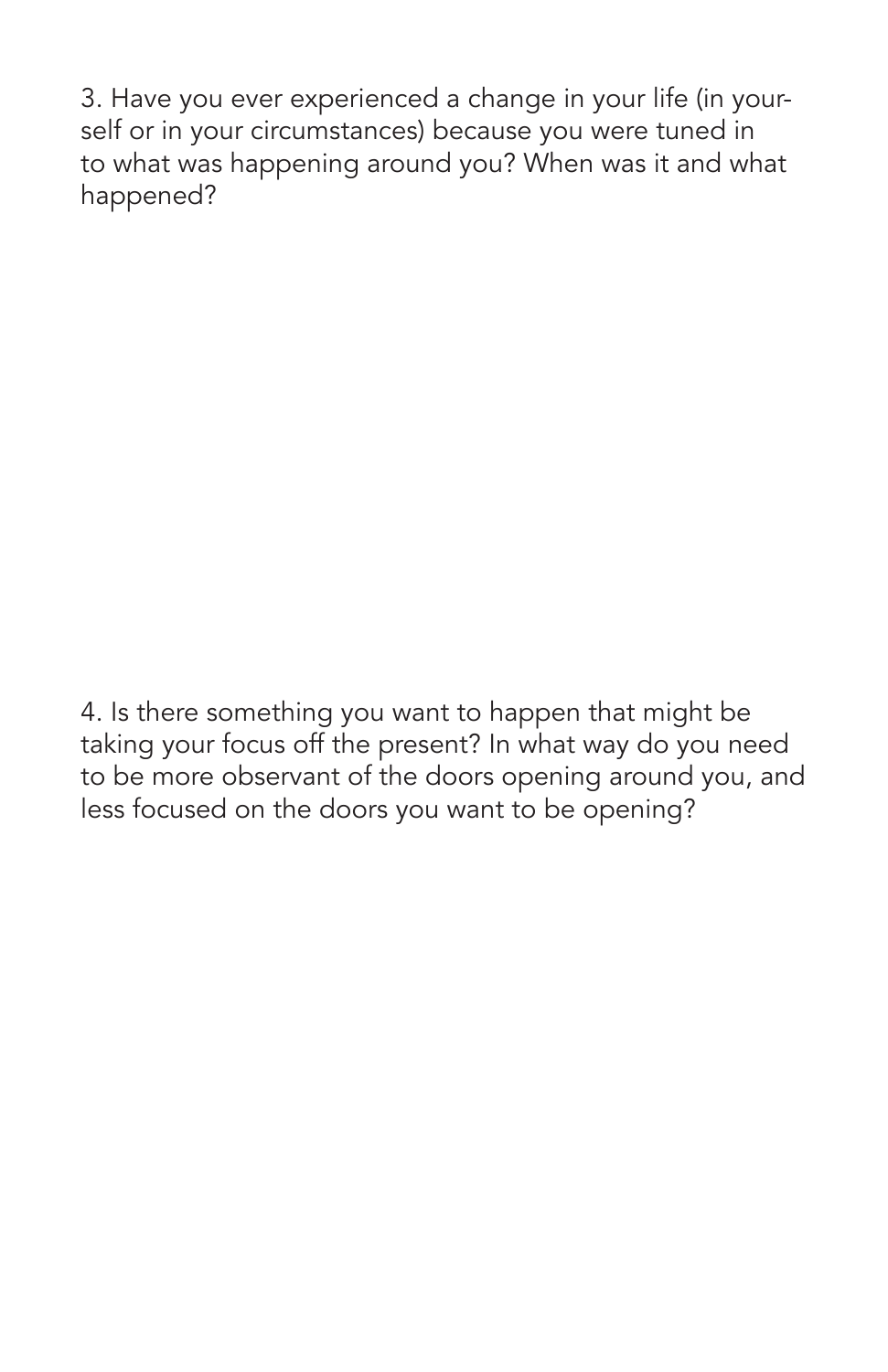3. Have you ever experienced a change in your life (in yourself or in your circumstances) because you were tuned in to what was happening around you? When was it and what happened?

4. Is there something you want to happen that might be taking your focus off the present? In what way do you need to be more observant of the doors opening around you, and less focused on the doors you want to be opening?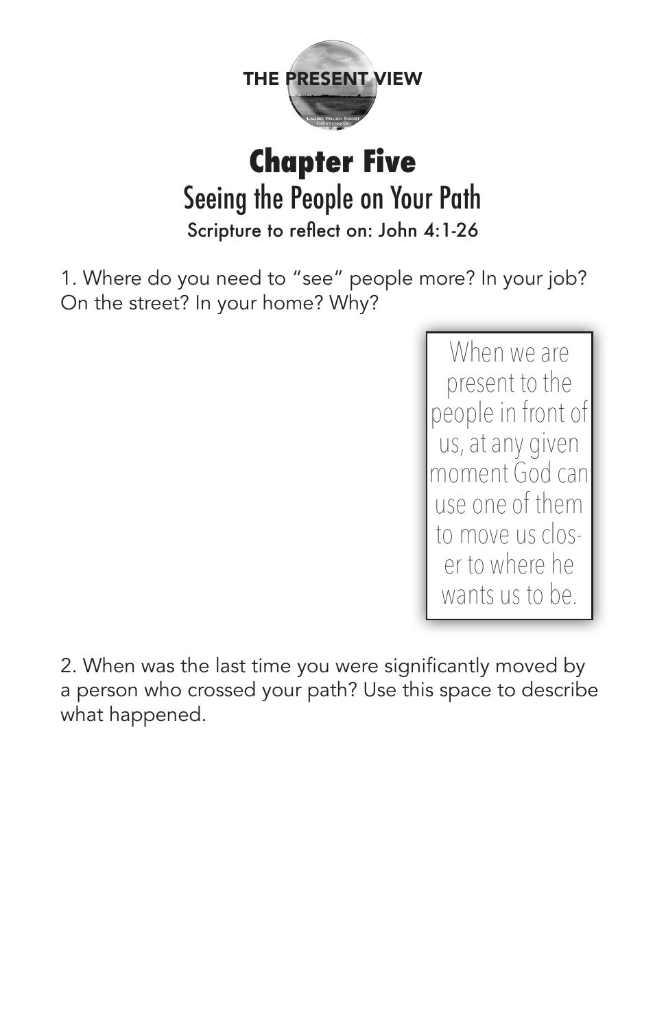THE PRESENT VIEW

# Chapter Five

## Seeing the People on Your Path

Scripture to reflect on: John 4:1-26

1. Where do you need to "see" people more? In your job? On the street? In your home? Why?

> When we are present to the people in front of us, at any given moment God can use one of them to move us closer to where he wants us to be.

2. When was the last time you were significantly moved by a person who crossed your path? Use this space to describe what happened.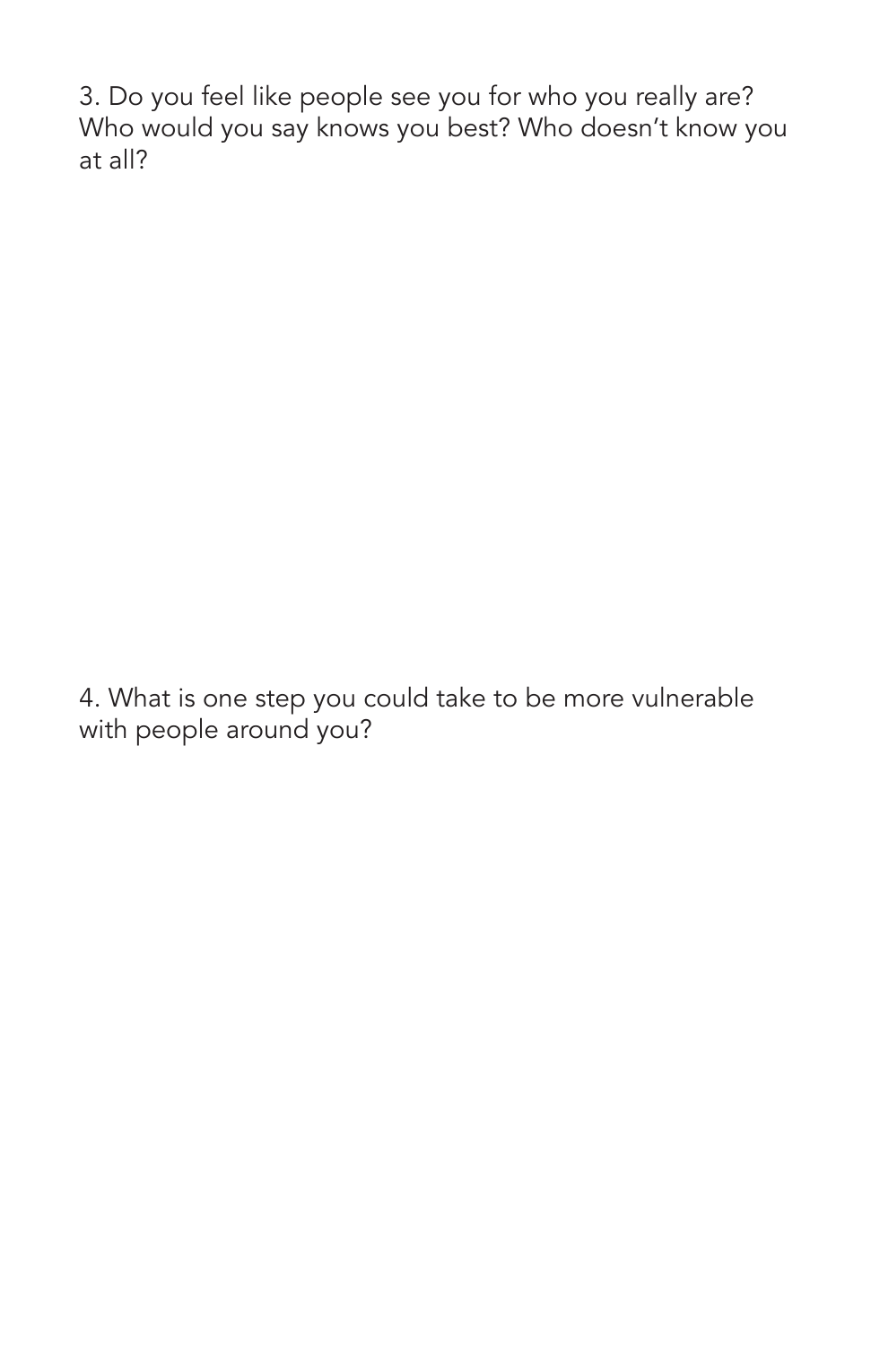3. Do you feel like people see you for who you really are? Who would you say knows you best? Who doesn’t know you at all?

4. What is one step you could take to be more vulnerable with people around you?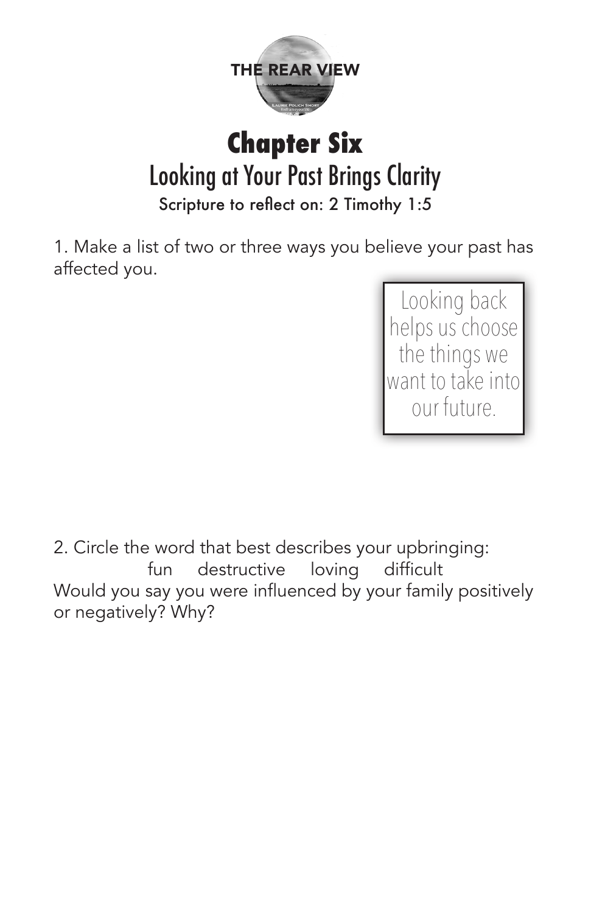THE REAR VIEW

# Chapter Six

## Looking at Your Past Brings Clarity

Scripture to reflect on: 2 Timothy 1:5

1. Make a list of two or three ways you believe your past has affected you.

> Looking back helps us choose the things we want to take into our future.

2. Circle the word that best describes your upbringing:

fun destructive loving difficult

Would you say you were influenced by your family positively or negatively? Why?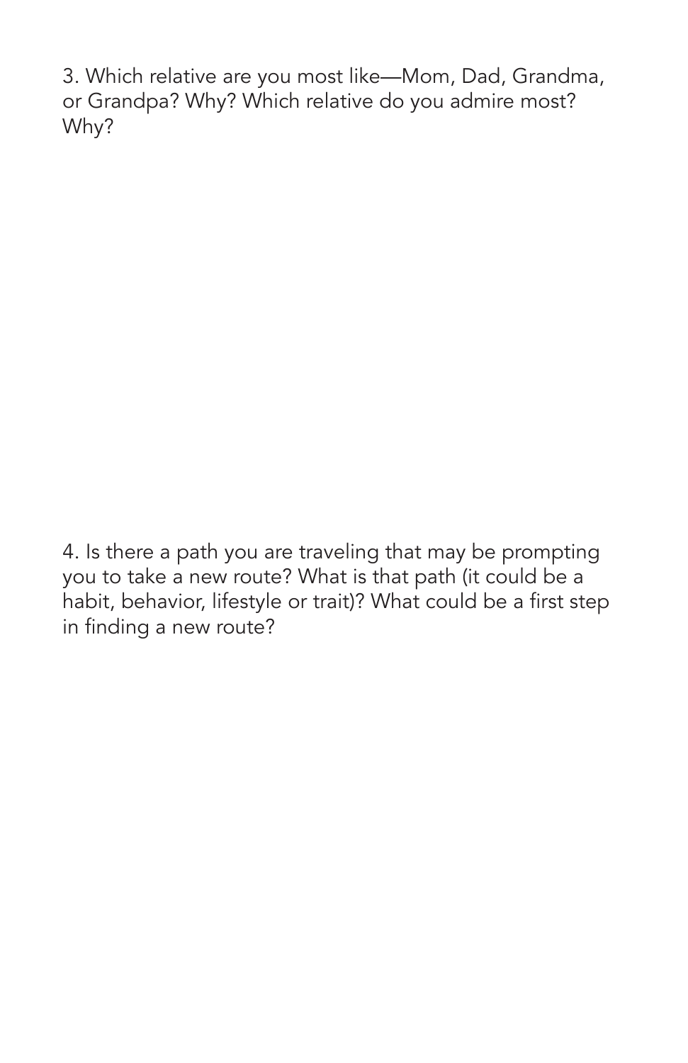3. Which relative are you most like—Mom, Dad, Grandma, or Grandpa? Why? Which relative do you admire most? Why?

4. Is there a path you are traveling that may be prompting you to take a new route? What is that path (it could be a habit, behavior, lifestyle or trait)? What could be a first step in finding a new route?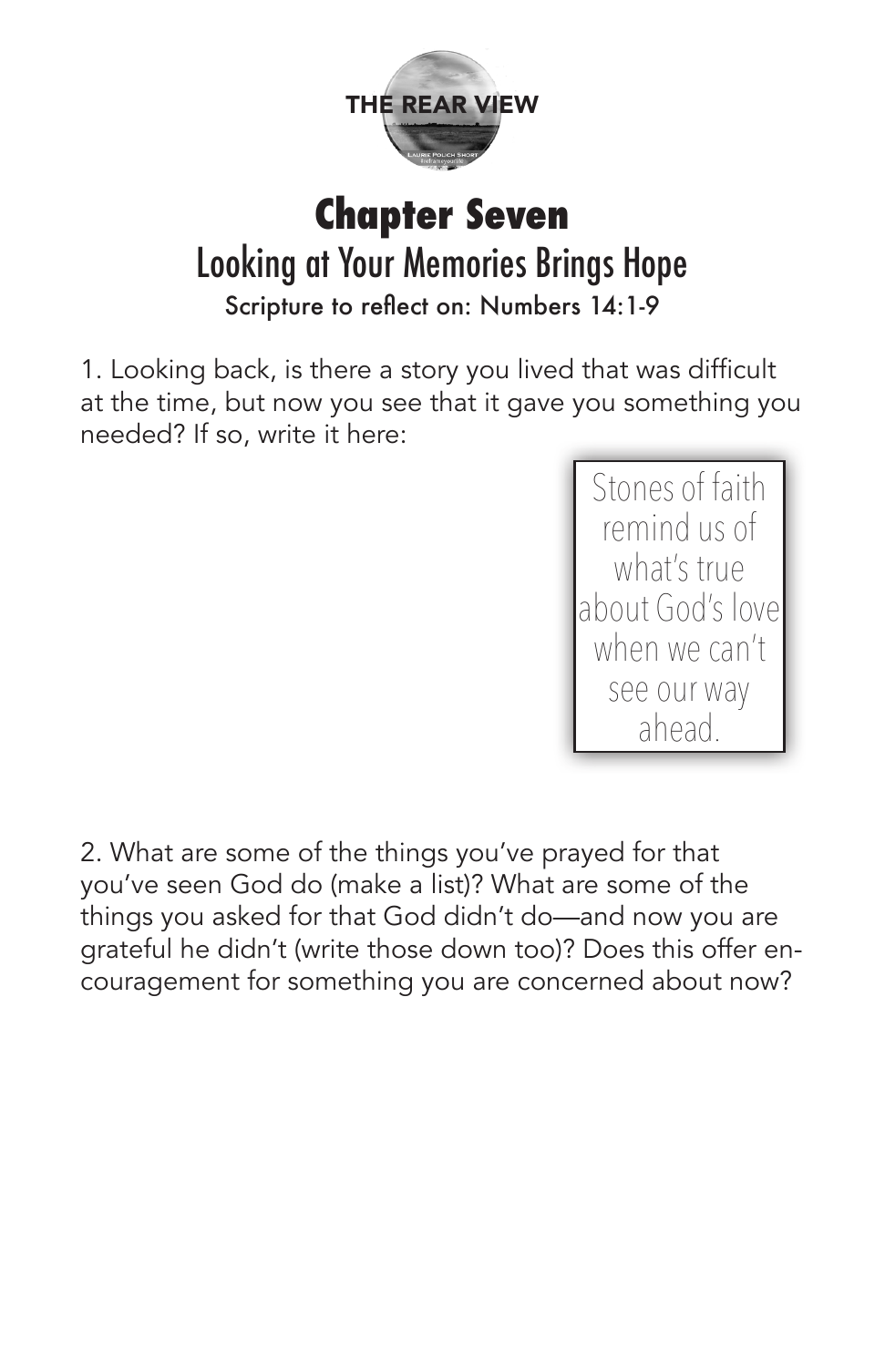# Chapter Seven

## Looking at Your Memories Brings Hope

Scripture to reflect on: Numbers 14:1-9

1. Looking back, is there a story you lived that was difficult at the time, but now you see that it gave you something you needed? If so, write it here:

> Stones of faith remind us of what's true about God's love when we can't see our way ahead.

2. What are some of the things you've prayed for that you've seen God do (make a list)? What are some of the things you asked for that God didn't do—and now you are grateful he didn't (write those down too)? Does this offer encouragement for something you are concerned about now?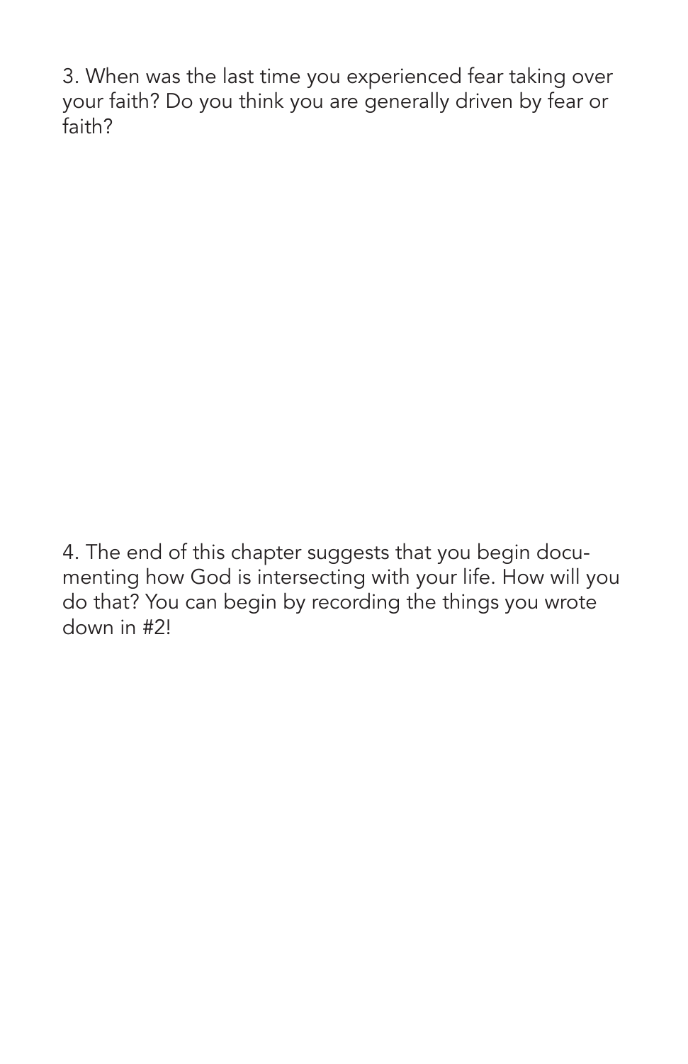3. When was the last time you experienced fear taking over your faith? Do you think you are generally driven by fear or faith?

4. The end of this chapter suggests that you begin documenting how God is intersecting with your life. How will you do that? You can begin by recording the things you wrote down in #2!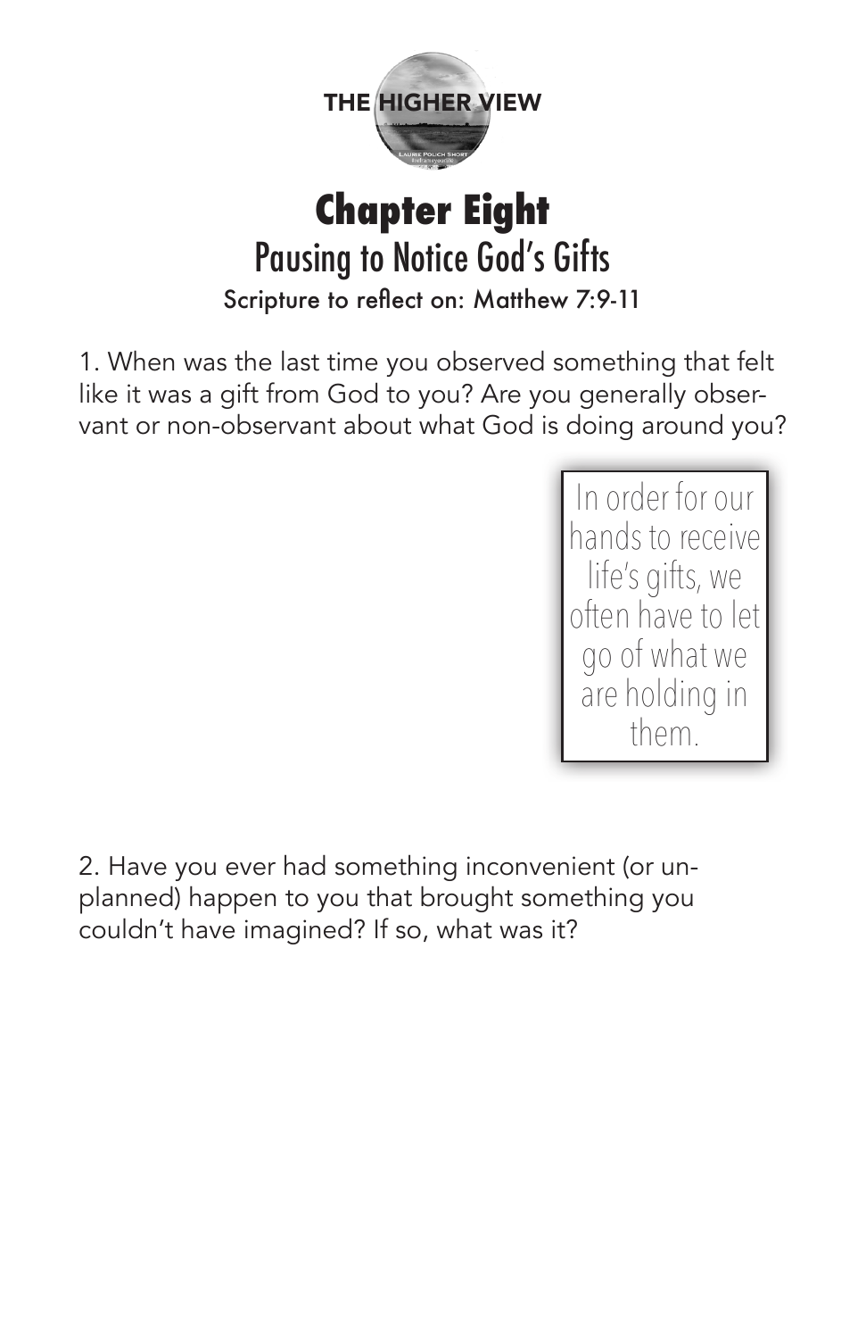THE HIGHER VIEW

# Chapter Eight

## Pausing to Notice God's Gifts

Scripture to reflect on: Matthew 7:9-11

1. When was the last time you observed something that felt like it was a gift from God to you? Are you generally observant or non-observant about what God is doing around you?

> In order for our hands to receive life's gifts, we often have to let go of what we are holding in them.

2. Have you ever had something inconvenient (or unplanned) happen to you that brought something you couldn't have imagined? If so, what was it?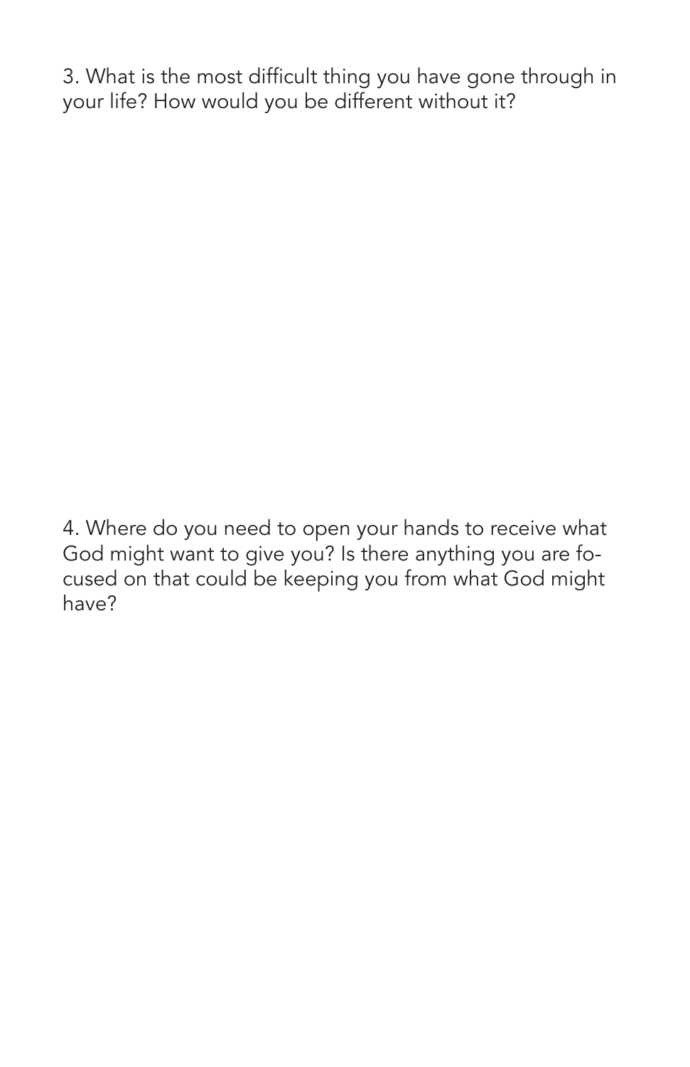3. What is the most difficult thing you have gone through in your life? How would you be different without it?

4. Where do you need to open your hands to receive what God might want to give you? Is there anything you are focused on that could be keeping you from what God might have?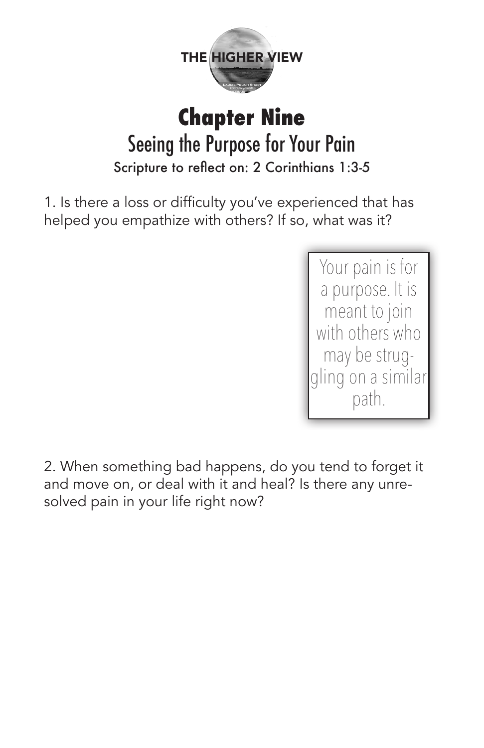THE HIGHER VIEW

# Chapter Nine

## Seeing the Purpose for Your Pain

Scripture to reflect on: 2 Corinthians 1:3-5

1. Is there a loss or difficulty you've experienced that has helped you empathize with others? If so, what was it?

> Your pain is for a purpose. It is meant to join with others who may be struggling on a similar path.

2. When something bad happens, do you tend to forget it and move on, or deal with it and heal? Is there any unresolved pain in your life right now?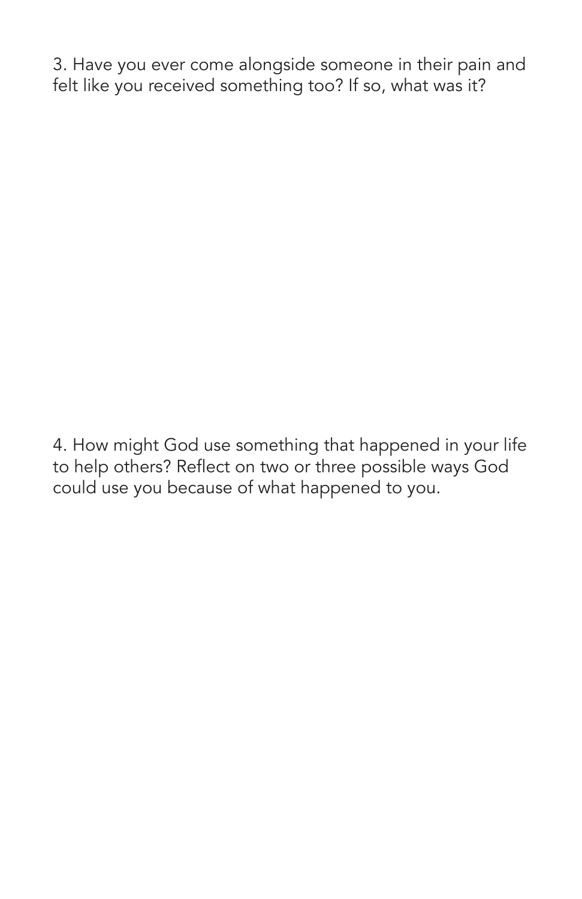3. Have you ever come alongside someone in their pain and felt like you received something too? If so, what was it?

4. How might God use something that happened in your life to help others? Reflect on two or three possible ways God could use you because of what happened to you.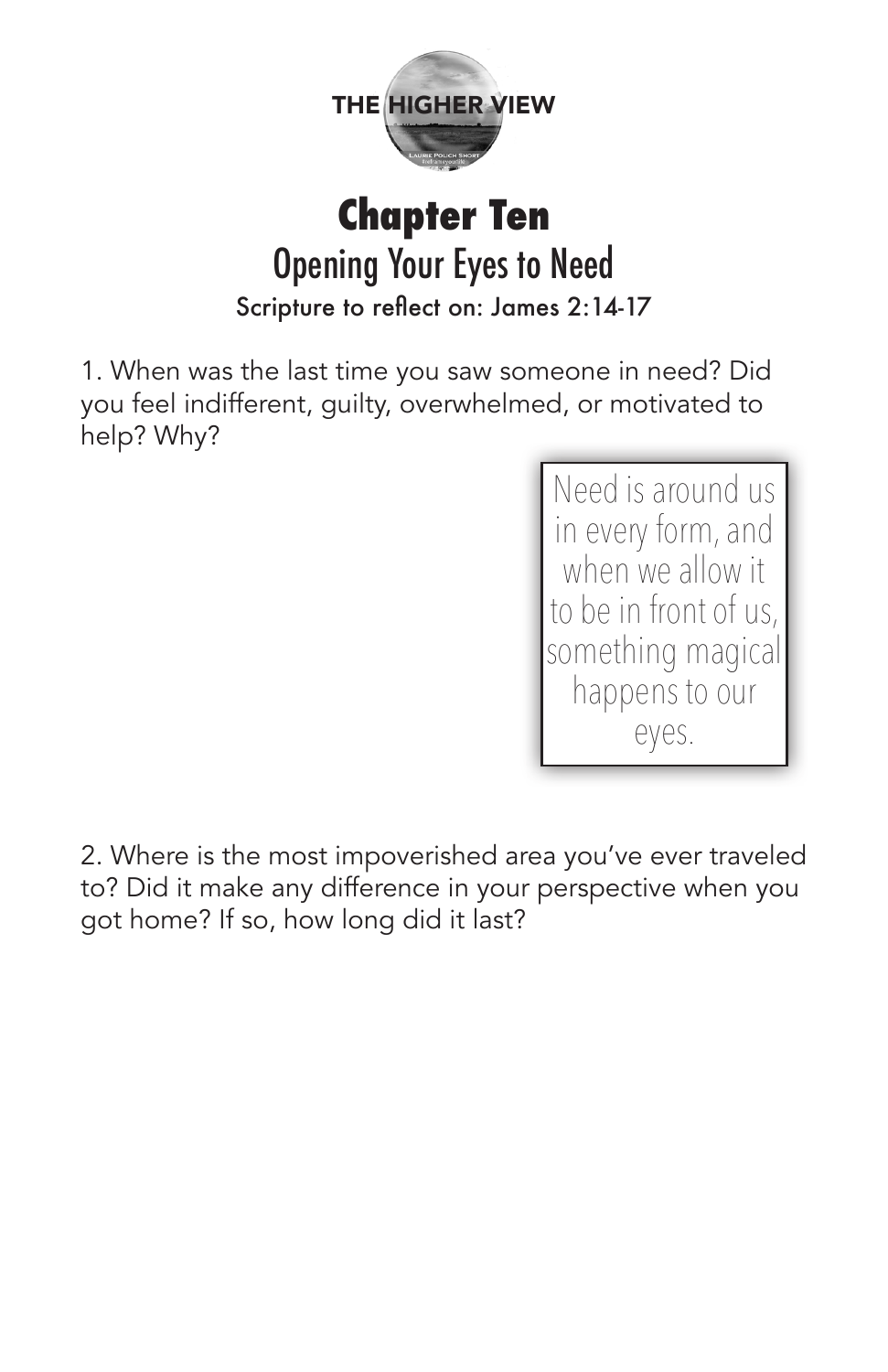# Chapter Ten

## Opening Your Eyes to Need

Scripture to reflect on: James 2:14-17

1. When was the last time you saw someone in need? Did you feel indifferent, guilty, overwhelmed, or motivated to help? Why?

> Need is around us in every form, and when we allow it to be in front of us, something magical happens to our eyes.

2. Where is the most impoverished area you've ever traveled to? Did it make any difference in your perspective when you got home? If so, how long did it last?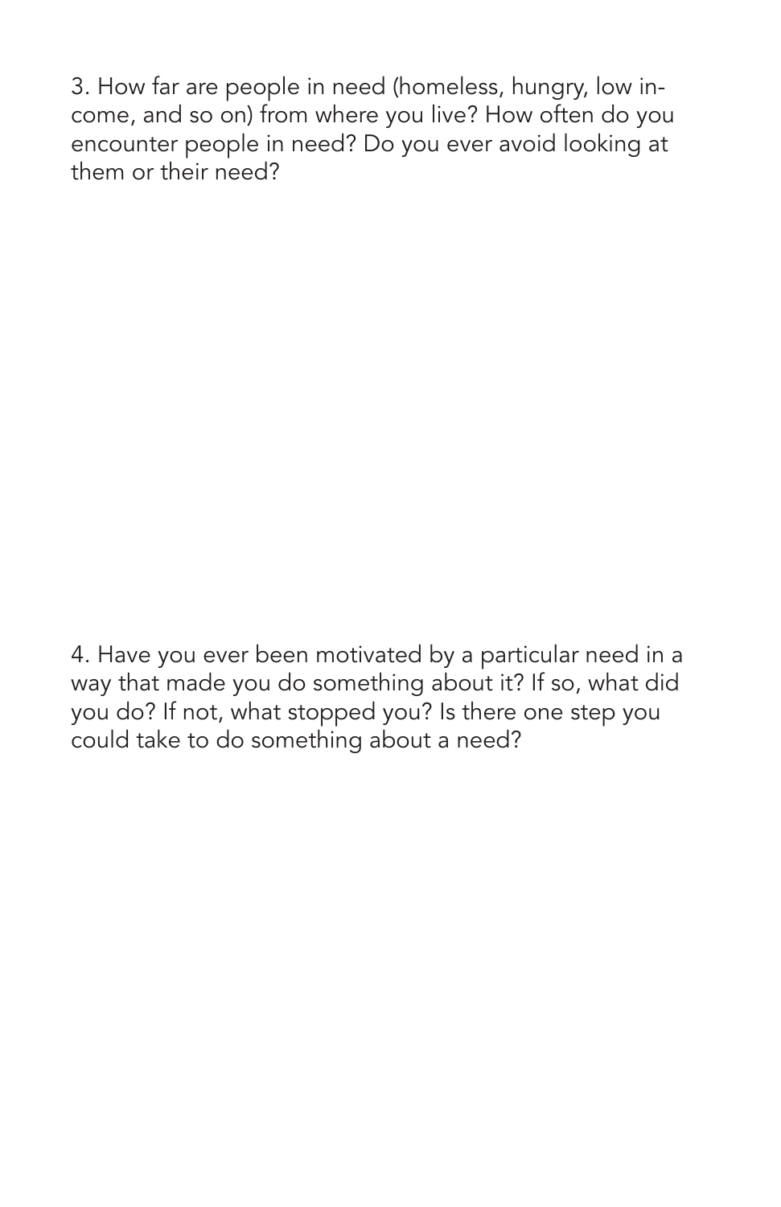3. How far are people in need (homeless, hungry, low income, and so on) from where you live? How often do you encounter people in need? Do you ever avoid looking at them or their need?

4. Have you ever been motivated by a particular need in a way that made you do something about it? If so, what did you do? If not, what stopped you? Is there one step you could take to do something about a need?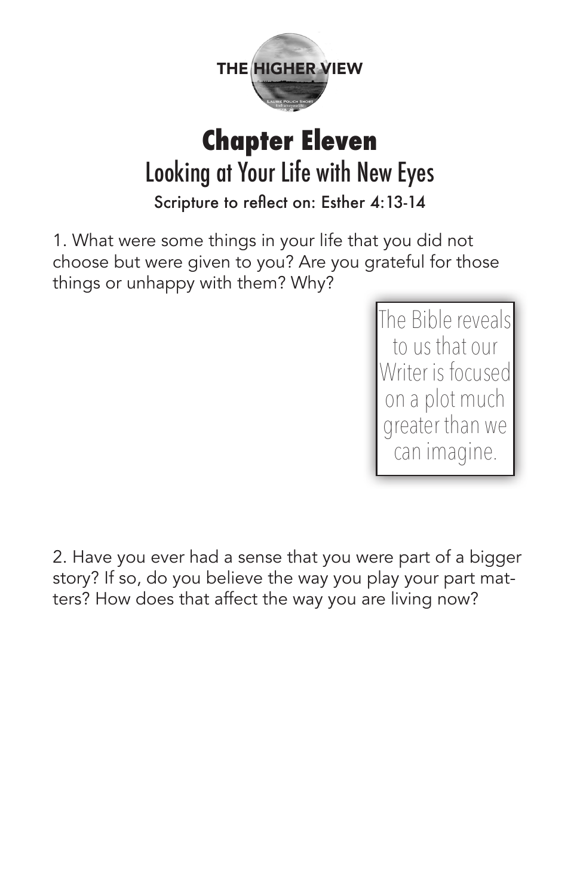THE HIGHER VIEW

# Chapter Eleven

## Looking at Your Life with New Eyes

Scripture to reflect on: Esther 4:13-14

1. What were some things in your life that you did not choose but were given to you? Are you grateful for those things or unhappy with them? Why?

> The Bible reveals to us that our Writer is focused on a plot much greater than we can imagine.

2. Have you ever had a sense that you were part of a bigger story? If so, do you believe the way you play your part matters? How does that affect the way you are living now?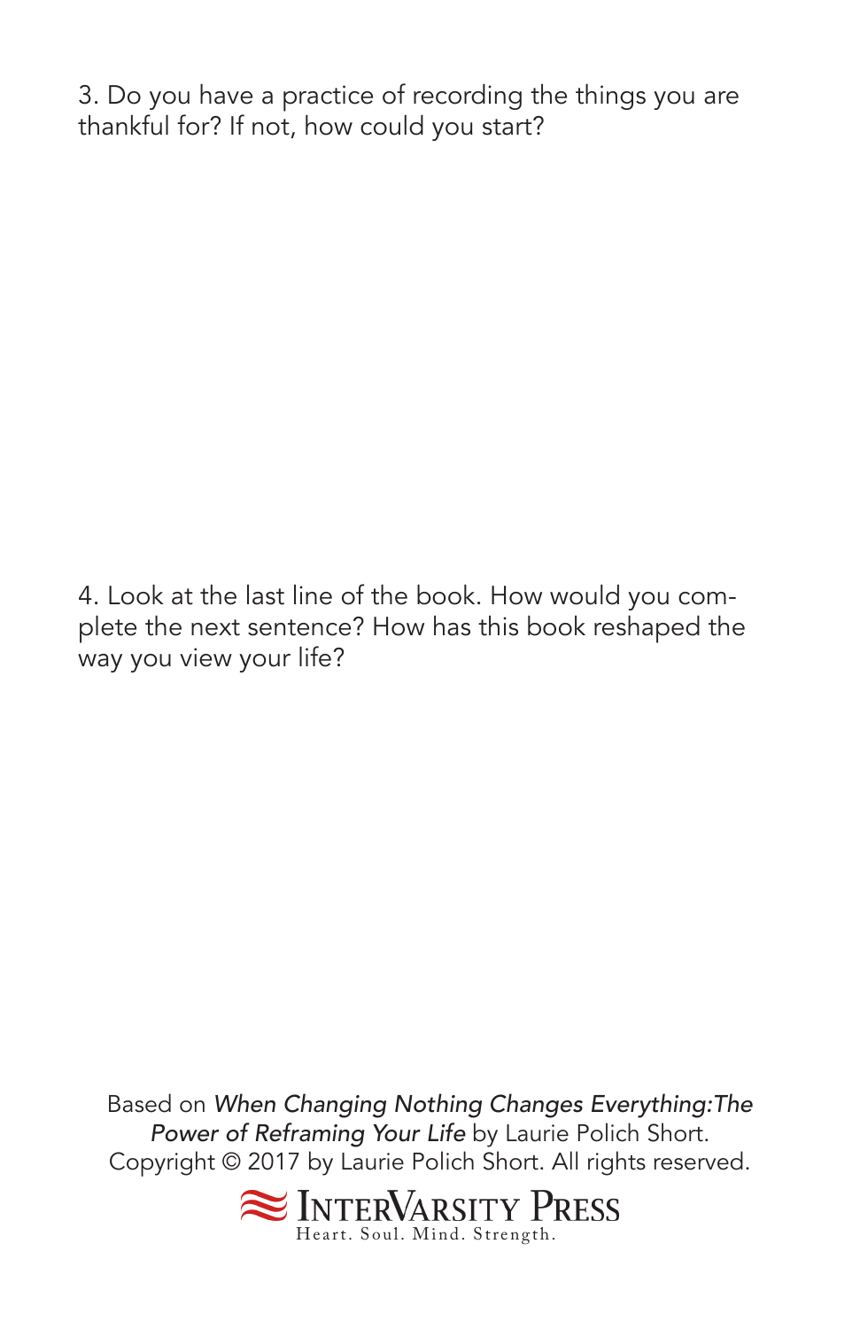3. Do you have a practice of recording the things you are thankful for? If not, how could you start?

4. Look at the last line of the book. How would you complete the next sentence? How has this book reshaped the way you view your life?

Based on *When Changing Nothing Changes Everything:The Power of Reframing Your Life* by Laurie Polich Short.
Copyright © 2017 by Laurie Polich Short. All rights reserved.

InterVarsity Press
Heart. Soul. Mind. Strength.